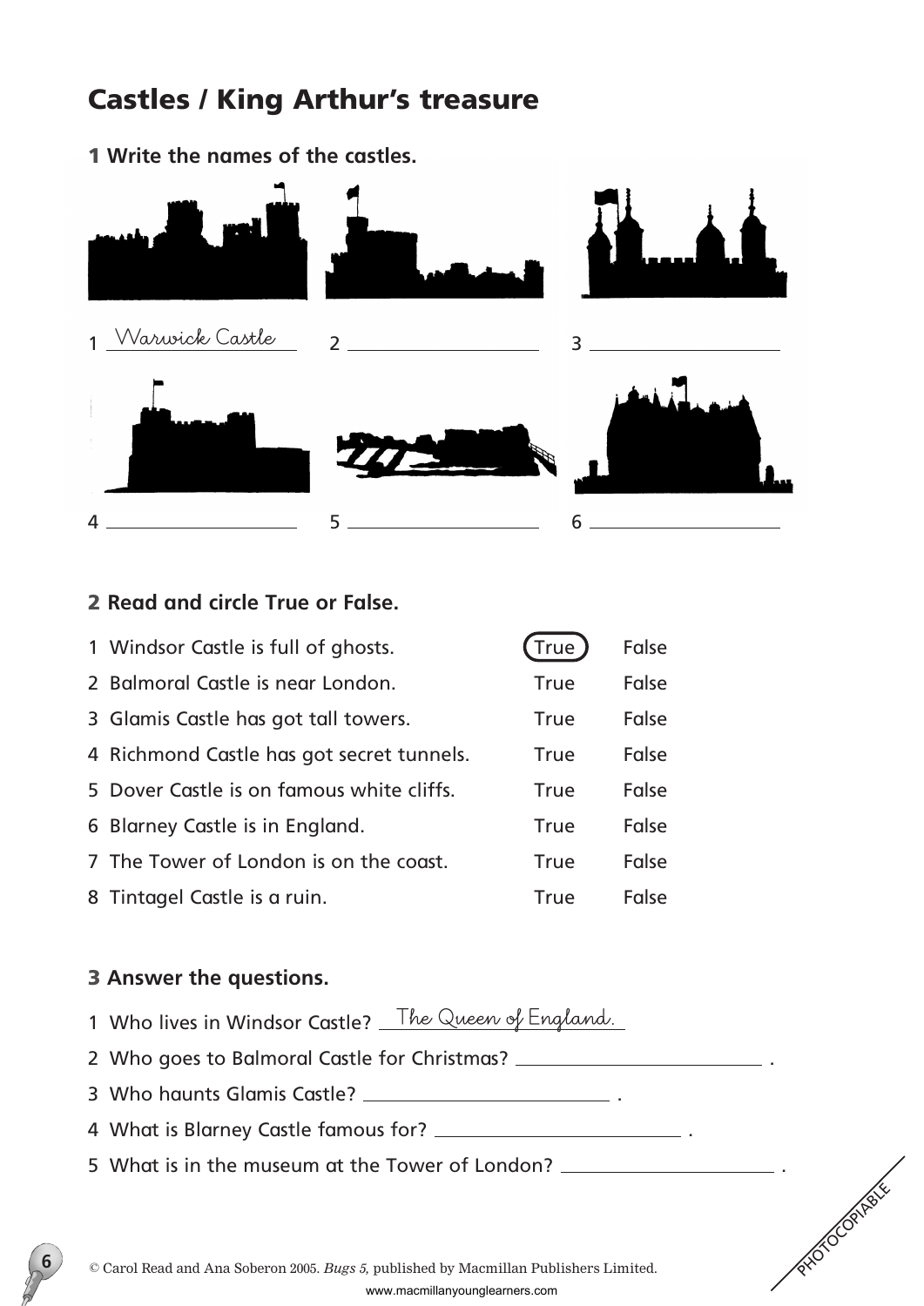# Castles / King Arthur's treasure

**1 Write the names of the castles.**

1 Warwick Castle
2 ____________
3 ____________
4 ____________
5 ____________
6 ____________

**2 Read and circle True or False.**

| | | |
|---|---|---|
| 1 Windsor Castle is full of ghosts. | (True) | False |
| 2 Balmoral Castle is near London. | True | False |
| 3 Glamis Castle has got tall towers. | True | False |
| 4 Richmond Castle has got secret tunnels. | True | False |
| 5 Dover Castle is on famous white cliffs. | True | False |
| 6 Blarney Castle is in England. | True | False |
| 7 The Tower of London is on the coast. | True | False |
| 8 Tintagel Castle is a ruin. | True | False |

**3 Answer the questions.**

1 Who lives in Windsor Castle? The Queen of England.
2 Who goes to Balmoral Castle for Christmas? ____________ .
3 Who haunts Glamis Castle? ____________ .
4 What is Blarney Castle famous for? ____________ .
5 What is in the museum at the Tower of London? ____________ .

PHOTOCOPIABLE

© Carol Read and Ana Soberon 2005. *Bugs 5,* published by Macmillan Publishers Limited.
www.macmillanyounglearners.com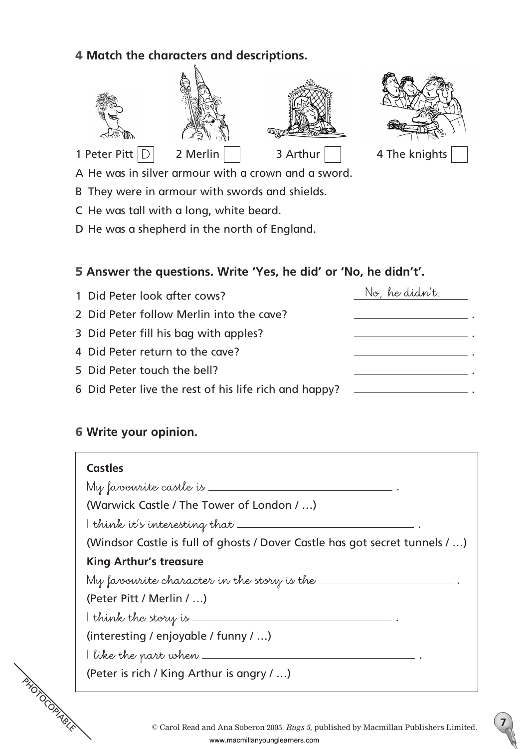**4 Match the characters and descriptions.**

1 Peter Pitt D  2 Merlin ☐  3 Arthur ☐  4 The knights ☐

A He was in silver armour with a crown and a sword.

B They were in armour with swords and shields.

C He was tall with a long, white beard.

D He was a shepherd in the north of England.

**5 Answer the questions. Write 'Yes, he did' or 'No, he didn't'.**

1 Did Peter look after cows? No, he didn't.

2 Did Peter follow Merlin into the cave? ______________ .

3 Did Peter fill his bag with apples? ______________ .

4 Did Peter return to the cave? ______________ .

5 Did Peter touch the bell? ______________ .

6 Did Peter live the rest of his life rich and happy? ______________ .

**6 Write your opinion.**

**Castles**

My favourite castle is ______________________ .

(Warwick Castle / The Tower of London / …)

I think it's interesting that ______________________ .

(Windsor Castle is full of ghosts / Dover Castle has got secret tunnels / …)

**King Arthur's treasure**

My favourite character in the story is the ______________________ .

(Peter Pitt / Merlin / …)

I think the story is ______________________ .

(interesting / enjoyable / funny / …)

I like the part when ______________________ .

(Peter is rich / King Arthur is angry / …)

PHOTOCOPIABLE

© Carol Read and Ana Soberon 2005. *Bugs 5*, published by Macmillan Publishers Limited.
www.macmillanyounglearners.com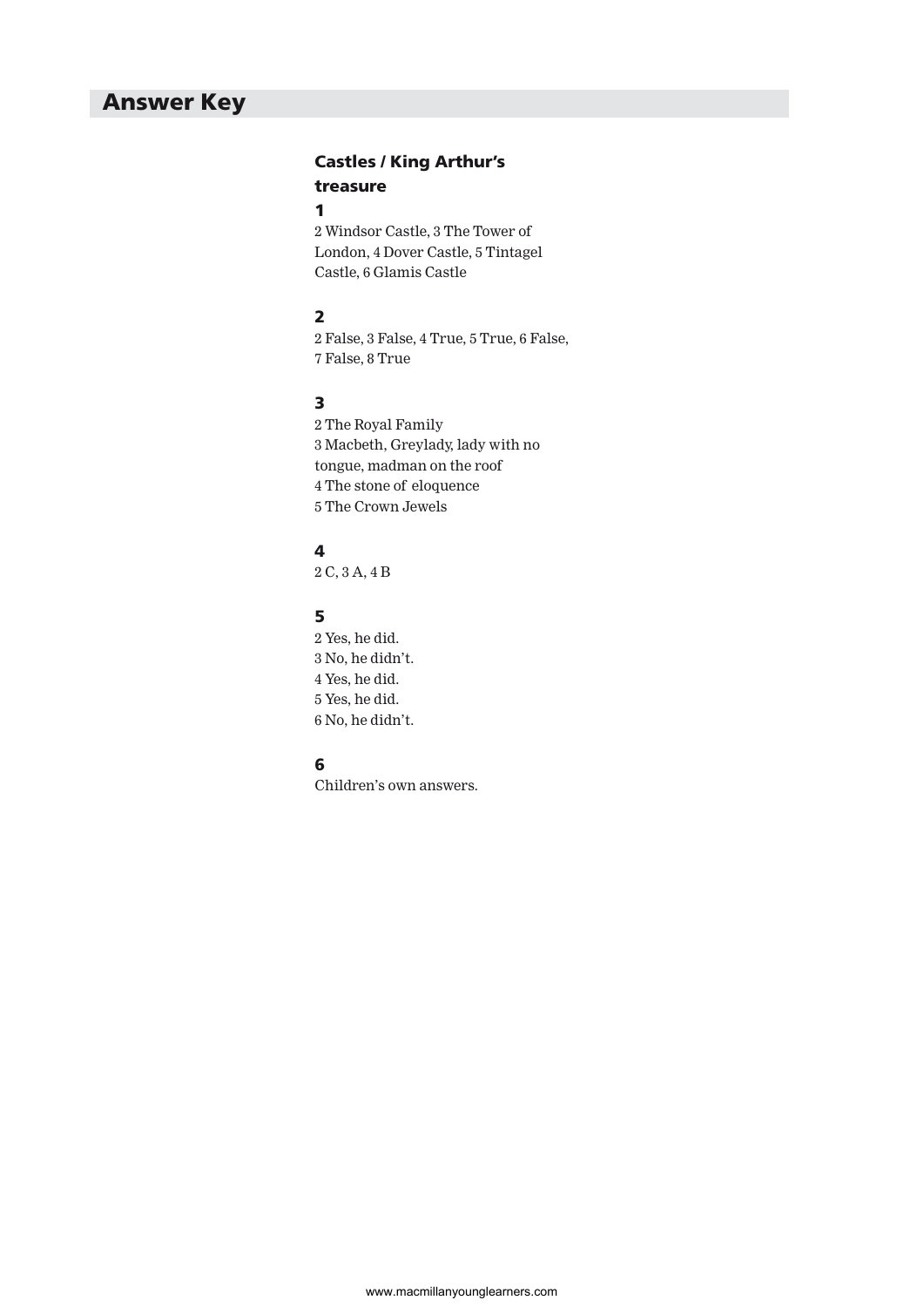# Answer Key

## Castles / King Arthur's treasure

### 1

2 Windsor Castle, 3 The Tower of London, 4 Dover Castle, 5 Tintagel Castle, 6 Glamis Castle

### 2

2 False, 3 False, 4 True, 5 True, 6 False, 7 False, 8 True

### 3

2 The Royal Family
3 Macbeth, Greylady, lady with no tongue, madman on the roof
4 The stone of eloquence
5 The Crown Jewels

### 4

2 C, 3 A, 4 B

### 5

2 Yes, he did.
3 No, he didn't.
4 Yes, he did.
5 Yes, he did.
6 No, he didn't.

### 6

Children's own answers.

www.macmillanyounglearners.com